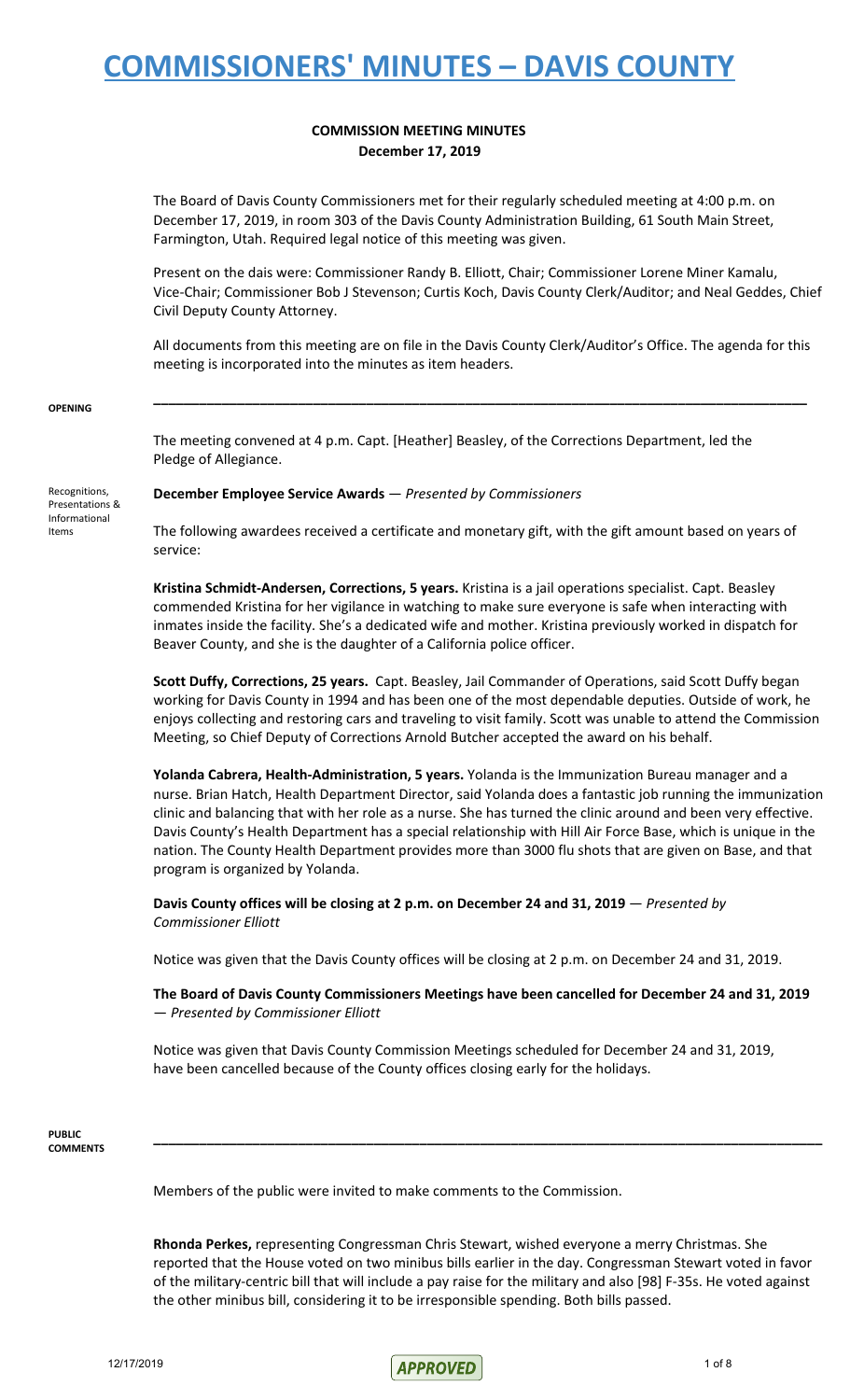# COMMISSIONERS' MINUTES – DAVIS COUNTY

## COMMISSION MEETING MINUTES
**December 17, 2019**

The Board of Davis County Commissioners met for their regularly scheduled meeting at 4:00 p.m. on December 17, 2019, in room 303 of the Davis County Administration Building, 61 South Main Street, Farmington, Utah. Required legal notice of this meeting was given.

Present on the dais were: Commissioner Randy B. Elliott, Chair; Commissioner Lorene Miner Kamalu, Vice-Chair; Commissioner Bob J Stevenson; Curtis Koch, Davis County Clerk/Auditor; and Neal Geddes, Chief Civil Deputy County Attorney.

All documents from this meeting are on file in the Davis County Clerk/Auditor's Office. The agenda for this meeting is incorporated into the minutes as item headers.

---

**OPENING**

The meeting convened at 4 p.m. Capt. [Heather] Beasley, of the Corrections Department, led the Pledge of Allegiance.

Recognitions, Presentations & Informational Items

**December Employee Service Awards** — *Presented by Commissioners*

The following awardees received a certificate and monetary gift, with the gift amount based on years of service:

**Kristina Schmidt-Andersen, Corrections, 5 years.** Kristina is a jail operations specialist. Capt. Beasley commended Kristina for her vigilance in watching to make sure everyone is safe when interacting with inmates inside the facility. She's a dedicated wife and mother. Kristina previously worked in dispatch for Beaver County, and she is the daughter of a California police officer.

**Scott Duffy, Corrections, 25 years.** Capt. Beasley, Jail Commander of Operations, said Scott Duffy began working for Davis County in 1994 and has been one of the most dependable deputies. Outside of work, he enjoys collecting and restoring cars and traveling to visit family. Scott was unable to attend the Commission Meeting, so Chief Deputy of Corrections Arnold Butcher accepted the award on his behalf.

**Yolanda Cabrera, Health-Administration, 5 years.** Yolanda is the Immunization Bureau manager and a nurse. Brian Hatch, Health Department Director, said Yolanda does a fantastic job running the immunization clinic and balancing that with her role as a nurse. She has turned the clinic around and been very effective. Davis County's Health Department has a special relationship with Hill Air Force Base, which is unique in the nation. The County Health Department provides more than 3000 flu shots that are given on Base, and that program is organized by Yolanda.

**Davis County offices will be closing at 2 p.m. on December 24 and 31, 2019** — *Presented by Commissioner Elliott*

Notice was given that the Davis County offices will be closing at 2 p.m. on December 24 and 31, 2019.

**The Board of Davis County Commissioners Meetings have been cancelled for December 24 and 31, 2019** — *Presented by Commissioner Elliott*

Notice was given that Davis County Commission Meetings scheduled for December 24 and 31, 2019, have been cancelled because of the County offices closing early for the holidays.

---

**PUBLIC COMMENTS**

Members of the public were invited to make comments to the Commission.

**Rhonda Perkes,** representing Congressman Chris Stewart, wished everyone a merry Christmas. She reported that the House voted on two minibus bills earlier in the day. Congressman Stewart voted in favor of the military-centric bill that will include a pay raise for the military and also [98] F-35s. He voted against the other minibus bill, considering it to be irresponsible spending. Both bills passed.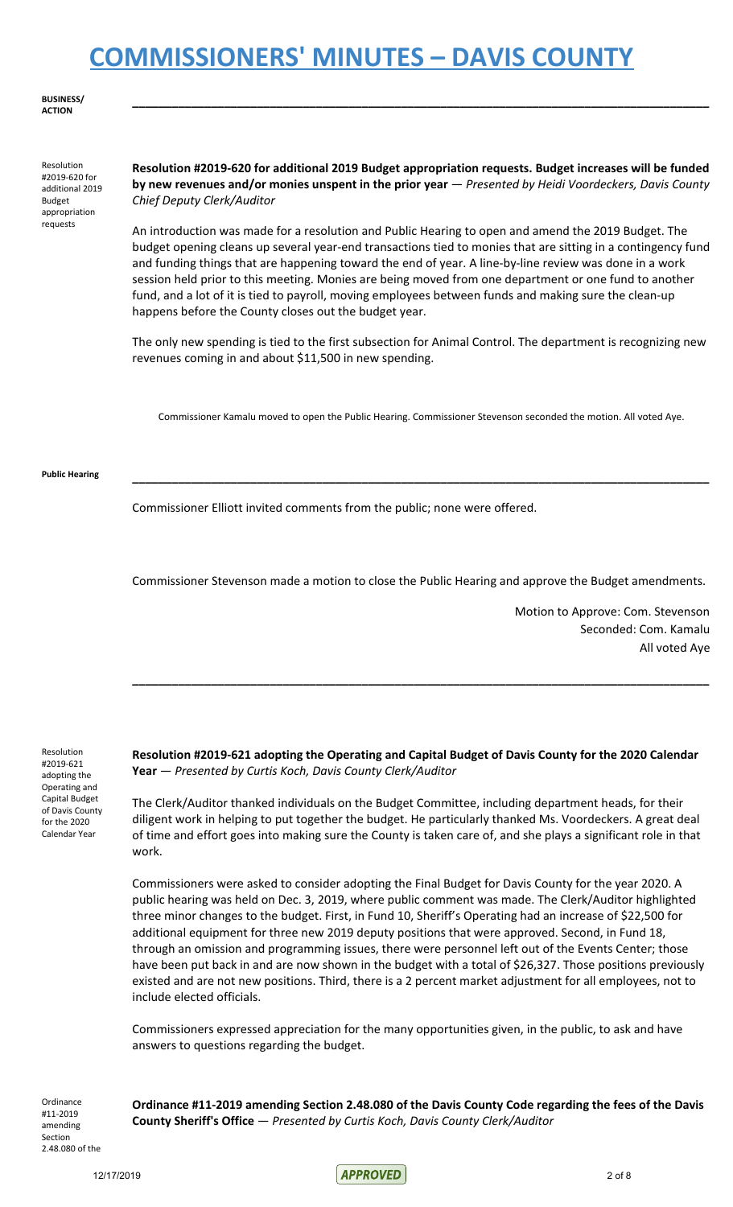**BUSINESS/ ACTION**

Resolution #2019-620 for additional 2019 Budget appropriation requests

**Resolution #2019-620 for additional 2019 Budget appropriation requests. Budget increases will be funded by new revenues and/or monies unspent in the prior year** — *Presented by Heidi Voordeckers, Davis County Chief Deputy Clerk/Auditor*

An introduction was made for a resolution and Public Hearing to open and amend the 2019 Budget. The budget opening cleans up several year-end transactions tied to monies that are sitting in a contingency fund and funding things that are happening toward the end of year. A line-by-line review was done in a work session held prior to this meeting. Monies are being moved from one department or one fund to another fund, and a lot of it is tied to payroll, moving employees between funds and making sure the clean-up happens before the County closes out the budget year.

The only new spending is tied to the first subsection for Animal Control. The department is recognizing new revenues coming in and about $11,500 in new spending.

Commissioner Kamalu moved to open the Public Hearing. Commissioner Stevenson seconded the motion. All voted Aye.

**Public Hearing**

Commissioner Elliott invited comments from the public; none were offered.

Commissioner Stevenson made a motion to close the Public Hearing and approve the Budget amendments.

Motion to Approve: Com. Stevenson
Seconded: Com. Kamalu
All voted Aye

---

Resolution #2019-621 adopting the Operating and Capital Budget of Davis County for the 2020 Calendar Year

**Resolution #2019-621 adopting the Operating and Capital Budget of Davis County for the 2020 Calendar Year** — *Presented by Curtis Koch, Davis County Clerk/Auditor*

The Clerk/Auditor thanked individuals on the Budget Committee, including department heads, for their diligent work in helping to put together the budget. He particularly thanked Ms. Voordeckers. A great deal of time and effort goes into making sure the County is taken care of, and she plays a significant role in that work.

Commissioners were asked to consider adopting the Final Budget for Davis County for the year 2020. A public hearing was held on Dec. 3, 2019, where public comment was made. The Clerk/Auditor highlighted three minor changes to the budget. First, in Fund 10, Sheriff's Operating had an increase of $22,500 for additional equipment for three new 2019 deputy positions that were approved. Second, in Fund 18, through an omission and programming issues, there were personnel left out of the Events Center; those have been put back in and are now shown in the budget with a total of $26,327. Those positions previously existed and are not new positions. Third, there is a 2 percent market adjustment for all employees, not to include elected officials.

Commissioners expressed appreciation for the many opportunities given, in the public, to ask and have answers to questions regarding the budget.

Ordinance #11-2019 amending Section 2.48.080 of the

**Ordinance #11-2019 amending Section 2.48.080 of the Davis County Code regarding the fees of the Davis County Sheriff's Office** — *Presented by Curtis Koch, Davis County Clerk/Auditor*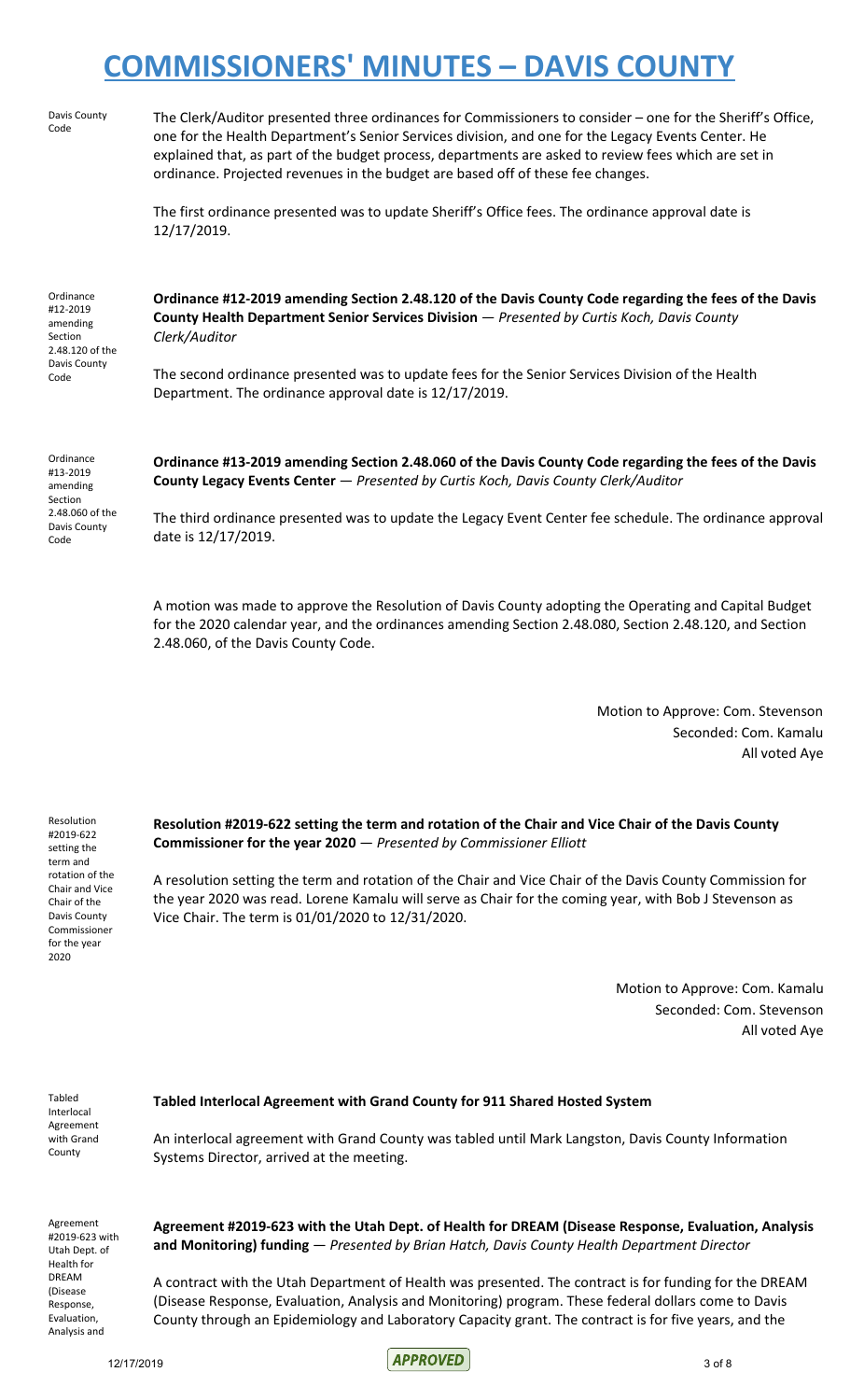Davis County Code

The Clerk/Auditor presented three ordinances for Commissioners to consider – one for the Sheriff's Office, one for the Health Department's Senior Services division, and one for the Legacy Events Center. He explained that, as part of the budget process, departments are asked to review fees which are set in ordinance. Projected revenues in the budget are based off of these fee changes.

The first ordinance presented was to update Sheriff's Office fees. The ordinance approval date is 12/17/2019.

Ordinance #12-2019 amending Section 2.48.120 of the Davis County Code

**Ordinance #12-2019 amending Section 2.48.120 of the Davis County Code regarding the fees of the Davis County Health Department Senior Services Division** — *Presented by Curtis Koch, Davis County Clerk/Auditor*

The second ordinance presented was to update fees for the Senior Services Division of the Health Department. The ordinance approval date is 12/17/2019.

Ordinance #13-2019 amending Section 2.48.060 of the Davis County Code

**Ordinance #13-2019 amending Section 2.48.060 of the Davis County Code regarding the fees of the Davis County Legacy Events Center** — *Presented by Curtis Koch, Davis County Clerk/Auditor*

The third ordinance presented was to update the Legacy Event Center fee schedule. The ordinance approval date is 12/17/2019.

A motion was made to approve the Resolution of Davis County adopting the Operating and Capital Budget for the 2020 calendar year, and the ordinances amending Section 2.48.080, Section 2.48.120, and Section 2.48.060, of the Davis County Code.

Motion to Approve: Com. Stevenson
Seconded: Com. Kamalu
All voted Aye

Resolution #2019-622 setting the term and rotation of the Chair and Vice Chair of the Davis County Commissioner for the year 2020

**Resolution #2019-622 setting the term and rotation of the Chair and Vice Chair of the Davis County Commissioner for the year 2020** — *Presented by Commissioner Elliott*

A resolution setting the term and rotation of the Chair and Vice Chair of the Davis County Commission for the year 2020 was read. Lorene Kamalu will serve as Chair for the coming year, with Bob J Stevenson as Vice Chair. The term is 01/01/2020 to 12/31/2020.

Motion to Approve: Com. Kamalu
Seconded: Com. Stevenson
All voted Aye

Tabled Interlocal Agreement with Grand County

**Tabled Interlocal Agreement with Grand County for 911 Shared Hosted System**

An interlocal agreement with Grand County was tabled until Mark Langston, Davis County Information Systems Director, arrived at the meeting.

Agreement #2019-623 with Utah Dept. of Health for DREAM (Disease Response, Evaluation, Analysis and

**Agreement #2019-623 with the Utah Dept. of Health for DREAM (Disease Response, Evaluation, Analysis and Monitoring) funding** — *Presented by Brian Hatch, Davis County Health Department Director*

A contract with the Utah Department of Health was presented. The contract is for funding for the DREAM (Disease Response, Evaluation, Analysis and Monitoring) program. These federal dollars come to Davis County through an Epidemiology and Laboratory Capacity grant. The contract is for five years, and the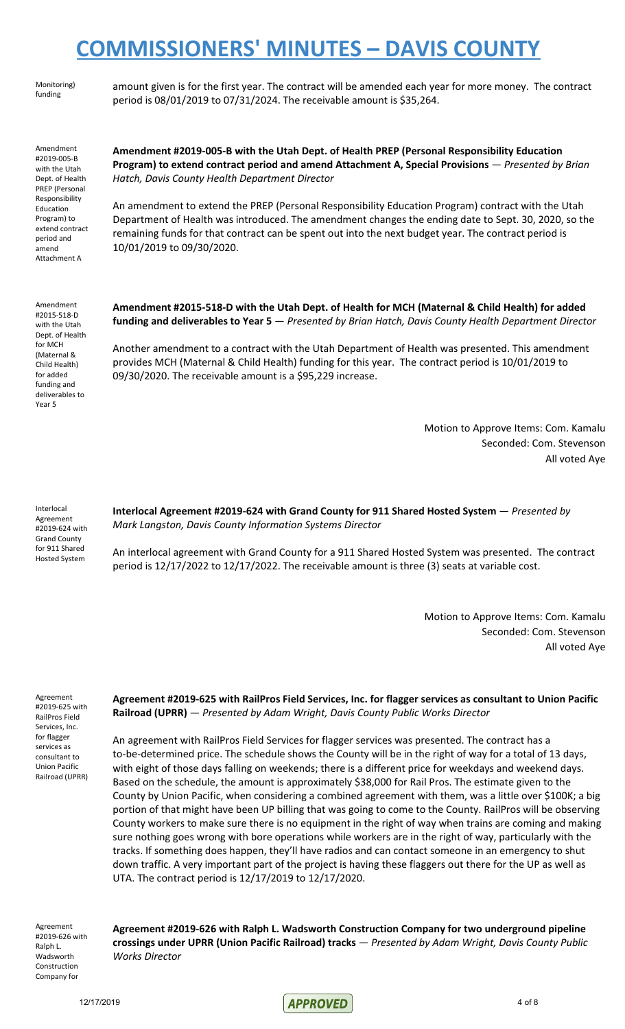Monitoring) funding

amount given is for the first year. The contract will be amended each year for more money. The contract period is 08/01/2019 to 07/31/2024. The receivable amount is $35,264.

Amendment #2019-005-B with the Utah Dept. of Health PREP (Personal Responsibility Education Program) to extend contract period and amend Attachment A

**Amendment #2019-005-B with the Utah Dept. of Health PREP (Personal Responsibility Education Program) to extend contract period and amend Attachment A, Special Provisions** — *Presented by Brian Hatch, Davis County Health Department Director*

An amendment to extend the PREP (Personal Responsibility Education Program) contract with the Utah Department of Health was introduced. The amendment changes the ending date to Sept. 30, 2020, so the remaining funds for that contract can be spent out into the next budget year. The contract period is 10/01/2019 to 09/30/2020.

Amendment #2015-518-D with the Utah Dept. of Health for MCH (Maternal & Child Health) for added funding and deliverables to Year 5

**Amendment #2015-518-D with the Utah Dept. of Health for MCH (Maternal & Child Health) for added funding and deliverables to Year 5** — *Presented by Brian Hatch, Davis County Health Department Director*

Another amendment to a contract with the Utah Department of Health was presented. This amendment provides MCH (Maternal & Child Health) funding for this year. The contract period is 10/01/2019 to 09/30/2020. The receivable amount is a $95,229 increase.

Motion to Approve Items: Com. Kamalu
Seconded: Com. Stevenson
All voted Aye

Interlocal Agreement #2019-624 with Grand County for 911 Shared Hosted System

**Interlocal Agreement #2019-624 with Grand County for 911 Shared Hosted System** — *Presented by Mark Langston, Davis County Information Systems Director*

An interlocal agreement with Grand County for a 911 Shared Hosted System was presented. The contract period is 12/17/2022 to 12/17/2022. The receivable amount is three (3) seats at variable cost.

Motion to Approve Items: Com. Kamalu
Seconded: Com. Stevenson
All voted Aye

Agreement #2019-625 with RailPros Field Services, Inc. for flagger services as consultant to Union Pacific Railroad (UPRR)

**Agreement #2019-625 with RailPros Field Services, Inc. for flagger services as consultant to Union Pacific Railroad (UPRR)** — *Presented by Adam Wright, Davis County Public Works Director*

An agreement with RailPros Field Services for flagger services was presented. The contract has a to-be-determined price. The schedule shows the County will be in the right of way for a total of 13 days, with eight of those days falling on weekends; there is a different price for weekdays and weekend days. Based on the schedule, the amount is approximately $38,000 for Rail Pros. The estimate given to the County by Union Pacific, when considering a combined agreement with them, was a little over $100K; a big portion of that might have been UP billing that was going to come to the County. RailPros will be observing County workers to make sure there is no equipment in the right of way when trains are coming and making sure nothing goes wrong with bore operations while workers are in the right of way, particularly with the tracks. If something does happen, they'll have radios and can contact someone in an emergency to shut down traffic. A very important part of the project is having these flaggers out there for the UP as well as UTA. The contract period is 12/17/2019 to 12/17/2020.

Agreement #2019-626 with Ralph L. Wadsworth Construction Company for

**Agreement #2019-626 with Ralph L. Wadsworth Construction Company for two underground pipeline crossings under UPRR (Union Pacific Railroad) tracks** — *Presented by Adam Wright, Davis County Public Works Director*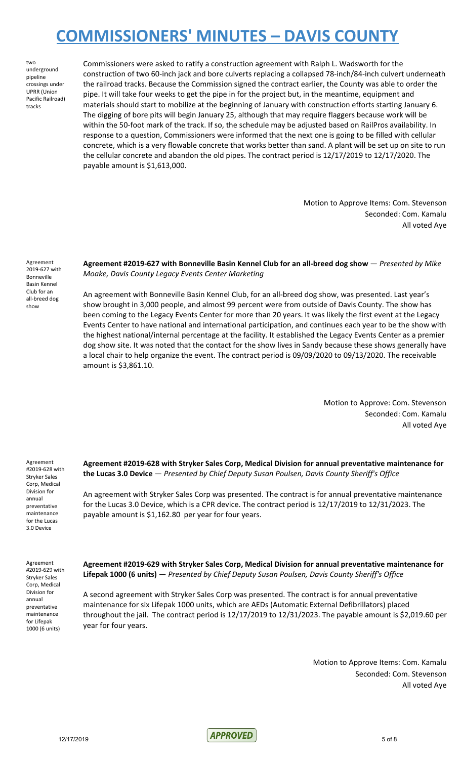two underground pipeline crossings under UPRR (Union Pacific Railroad) tracks

Commissioners were asked to ratify a construction agreement with Ralph L. Wadsworth for the construction of two 60-inch jack and bore culverts replacing a collapsed 78-inch/84-inch culvert underneath the railroad tracks. Because the Commission signed the contract earlier, the County was able to order the pipe. It will take four weeks to get the pipe in for the project but, in the meantime, equipment and materials should start to mobilize at the beginning of January with construction efforts starting January 6. The digging of bore pits will begin January 25, although that may require flaggers because work will be within the 50-foot mark of the track. If so, the schedule may be adjusted based on RailPros availability. In response to a question, Commissioners were informed that the next one is going to be filled with cellular concrete, which is a very flowable concrete that works better than sand. A plant will be set up on site to run the cellular concrete and abandon the old pipes. The contract period is 12/17/2019 to 12/17/2020. The payable amount is $1,613,000.

Motion to Approve Items: Com. Stevenson
Seconded: Com. Kamalu
All voted Aye

Agreement 2019-627 with Bonneville Basin Kennel Club for an all-breed dog show

**Agreement #2019-627 with Bonneville Basin Kennel Club for an all-breed dog show** — *Presented by Mike Moake, Davis County Legacy Events Center Marketing*

An agreement with Bonneville Basin Kennel Club, for an all-breed dog show, was presented. Last year's show brought in 3,000 people, and almost 99 percent were from outside of Davis County. The show has been coming to the Legacy Events Center for more than 20 years. It was likely the first event at the Legacy Events Center to have national and international participation, and continues each year to be the show with the highest national/internal percentage at the facility. It established the Legacy Events Center as a premier dog show site. It was noted that the contact for the show lives in Sandy because these shows generally have a local chair to help organize the event. The contract period is 09/09/2020 to 09/13/2020. The receivable amount is $3,861.10.

Motion to Approve: Com. Stevenson
Seconded: Com. Kamalu
All voted Aye

Agreement #2019-628 with Stryker Sales Corp, Medical Division for annual preventative maintenance for the Lucas 3.0 Device

**Agreement #2019-628 with Stryker Sales Corp, Medical Division for annual preventative maintenance for the Lucas 3.0 Device** — *Presented by Chief Deputy Susan Poulsen, Davis County Sheriff's Office*

An agreement with Stryker Sales Corp was presented. The contract is for annual preventative maintenance for the Lucas 3.0 Device, which is a CPR device. The contract period is 12/17/2019 to 12/31/2023. The payable amount is $1,162.80 per year for four years.

Agreement #2019-629 with Stryker Sales Corp, Medical Division for annual preventative maintenance for Lifepak 1000 (6 units)

**Agreement #2019-629 with Stryker Sales Corp, Medical Division for annual preventative maintenance for Lifepak 1000 (6 units)** — *Presented by Chief Deputy Susan Poulsen, Davis County Sheriff's Office*

A second agreement with Stryker Sales Corp was presented. The contract is for annual preventative maintenance for six Lifepak 1000 units, which are AEDs (Automatic External Defibrillators) placed throughout the jail. The contract period is 12/17/2019 to 12/31/2023. The payable amount is $2,019.60 per year for four years.

Motion to Approve Items: Com. Kamalu
Seconded: Com. Stevenson
All voted Aye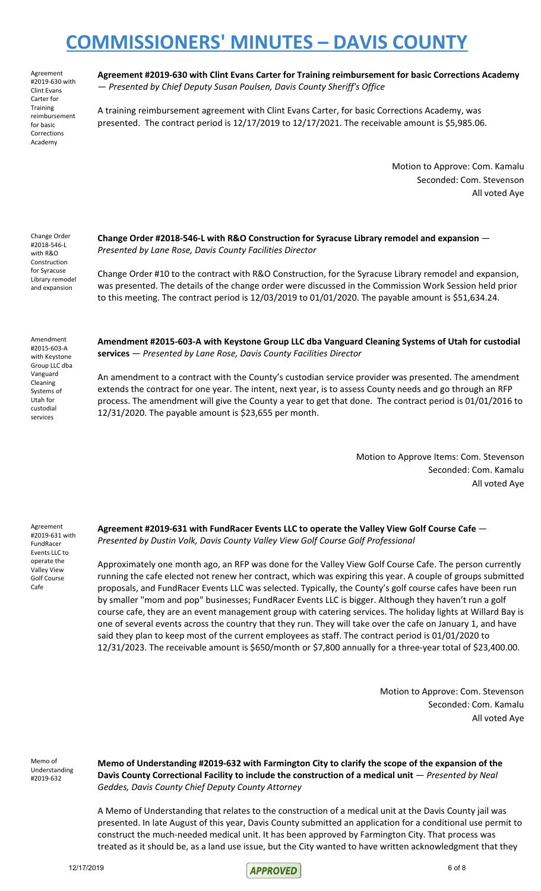Agreement #2019-630 with Clint Evans Carter for Training reimbursement for basic Corrections Academy

**Agreement #2019-630 with Clint Evans Carter for Training reimbursement for basic Corrections Academy** — *Presented by Chief Deputy Susan Poulsen, Davis County Sheriff's Office*

A training reimbursement agreement with Clint Evans Carter, for basic Corrections Academy, was presented. The contract period is 12/17/2019 to 12/17/2021. The receivable amount is $5,985.06.

Motion to Approve: Com. Kamalu
Seconded: Com. Stevenson
All voted Aye

Change Order #2018-546-L with R&O Construction for Syracuse Library remodel and expansion

**Change Order #2018-546-L with R&O Construction for Syracuse Library remodel and expansion** — *Presented by Lane Rose, Davis County Facilities Director*

Change Order #10 to the contract with R&O Construction, for the Syracuse Library remodel and expansion, was presented. The details of the change order were discussed in the Commission Work Session held prior to this meeting. The contract period is 12/03/2019 to 01/01/2020. The payable amount is $51,634.24.

Amendment #2015-603-A with Keystone Group LLC dba Vanguard Cleaning Systems of Utah for custodial services

**Amendment #2015-603-A with Keystone Group LLC dba Vanguard Cleaning Systems of Utah for custodial services** — *Presented by Lane Rose, Davis County Facilities Director*

An amendment to a contract with the County's custodian service provider was presented. The amendment extends the contract for one year. The intent, next year, is to assess County needs and go through an RFP process. The amendment will give the County a year to get that done. The contract period is 01/01/2016 to 12/31/2020. The payable amount is $23,655 per month.

Motion to Approve Items: Com. Stevenson
Seconded: Com. Kamalu
All voted Aye

Agreement #2019-631 with FundRacer Events LLC to operate the Valley View Golf Course Cafe

**Agreement #2019-631 with FundRacer Events LLC to operate the Valley View Golf Course Cafe** — *Presented by Dustin Volk, Davis County Valley View Golf Course Golf Professional*

Approximately one month ago, an RFP was done for the Valley View Golf Course Cafe. The person currently running the cafe elected not renew her contract, which was expiring this year. A couple of groups submitted proposals, and FundRacer Events LLC was selected. Typically, the County's golf course cafes have been run by smaller "mom and pop" businesses; FundRacer Events LLC is bigger. Although they haven't run a golf course cafe, they are an event management group with catering services. The holiday lights at Willard Bay is one of several events across the country that they run. They will take over the cafe on January 1, and have said they plan to keep most of the current employees as staff. The contract period is 01/01/2020 to 12/31/2023. The receivable amount is $650/month or $7,800 annually for a three-year total of $23,400.00.

Motion to Approve: Com. Stevenson
Seconded: Com. Kamalu
All voted Aye

Memo of Understanding #2019-632

**Memo of Understanding #2019-632 with Farmington City to clarify the scope of the expansion of the Davis County Correctional Facility to include the construction of a medical unit** — *Presented by Neal Geddes, Davis County Chief Deputy County Attorney*

A Memo of Understanding that relates to the construction of a medical unit at the Davis County jail was presented. In late August of this year, Davis County submitted an application for a conditional use permit to construct the much-needed medical unit. It has been approved by Farmington City. That process was treated as it should be, as a land use issue, but the City wanted to have written acknowledgment that they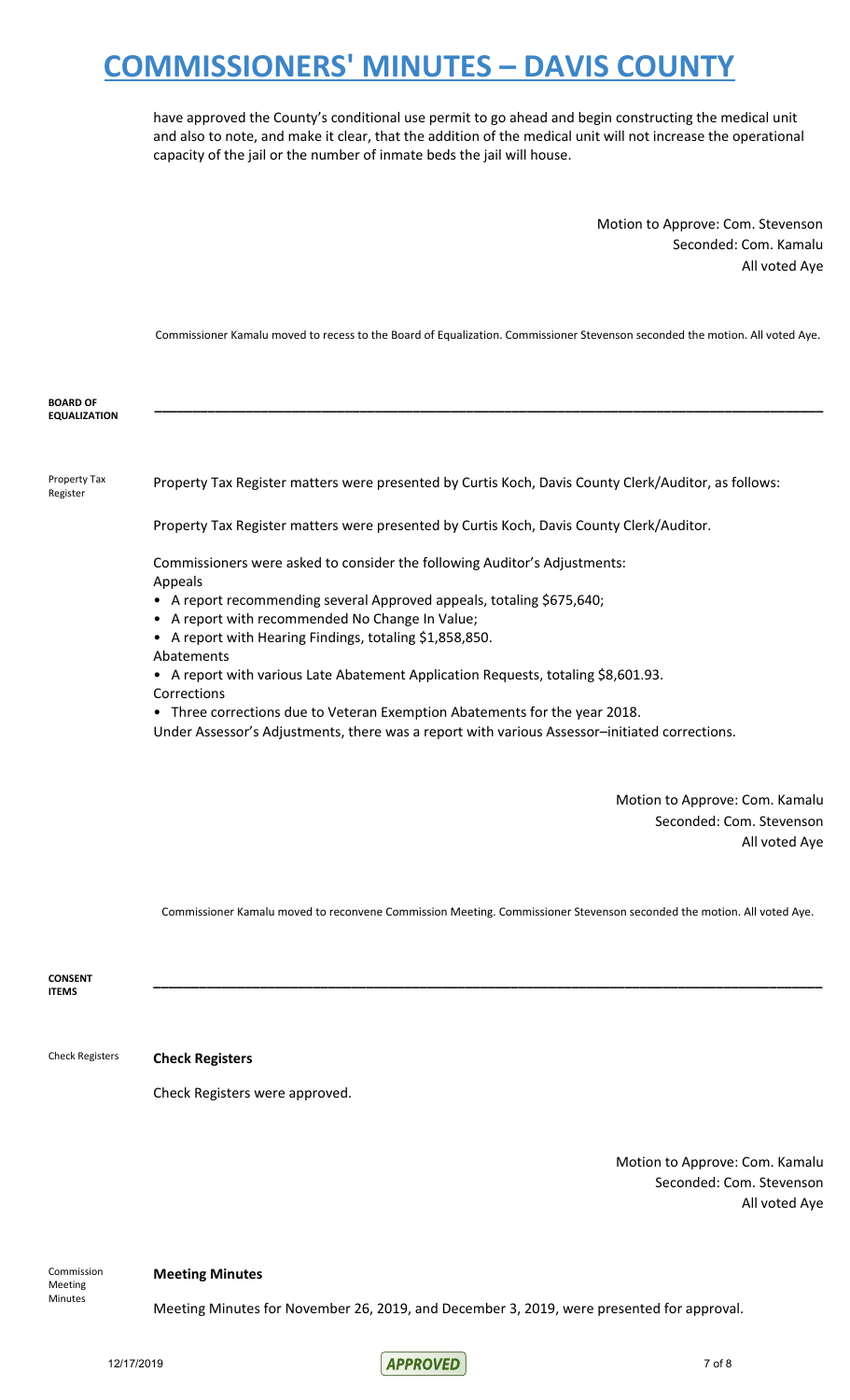have approved the County's conditional use permit to go ahead and begin constructing the medical unit and also to note, and make it clear, that the addition of the medical unit will not increase the operational capacity of the jail or the number of inmate beds the jail will house.

Motion to Approve: Com. Stevenson
Seconded: Com. Kamalu
All voted Aye

Commissioner Kamalu moved to recess to the Board of Equalization. Commissioner Stevenson seconded the motion. All voted Aye.

**BOARD OF EQUALIZATION**

---

Property Tax Register

Property Tax Register matters were presented by Curtis Koch, Davis County Clerk/Auditor, as follows:

Property Tax Register matters were presented by Curtis Koch, Davis County Clerk/Auditor.

Commissioners were asked to consider the following Auditor's Adjustments:

Appeals

- A report recommending several Approved appeals, totaling $675,640;
- A report with recommended No Change In Value;
- A report with Hearing Findings, totaling $1,858,850.

Abatements

- A report with various Late Abatement Application Requests, totaling $8,601.93.

Corrections

- Three corrections due to Veteran Exemption Abatements for the year 2018.

Under Assessor's Adjustments, there was a report with various Assessor–initiated corrections.

Motion to Approve: Com. Kamalu
Seconded: Com. Stevenson
All voted Aye

Commissioner Kamalu moved to reconvene Commission Meeting. Commissioner Stevenson seconded the motion. All voted Aye.

**CONSENT ITEMS**

---

Check Registers

**Check Registers**

Check Registers were approved.

Motion to Approve: Com. Kamalu
Seconded: Com. Stevenson
All voted Aye

Commission Meeting Minutes

**Meeting Minutes**

Meeting Minutes for November 26, 2019, and December 3, 2019, were presented for approval.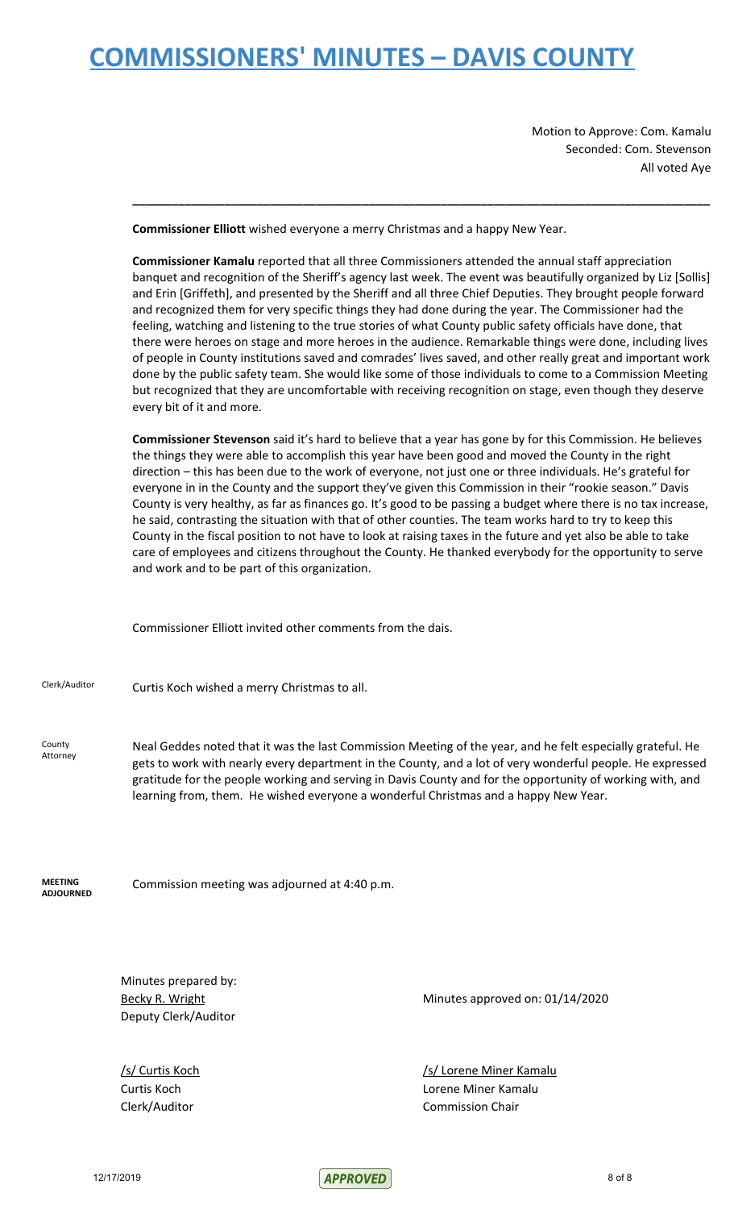Motion to Approve: Com. Kamalu
Seconded: Com. Stevenson
All voted Aye

---

**Commissioner Elliott** wished everyone a merry Christmas and a happy New Year.

**Commissioner Kamalu** reported that all three Commissioners attended the annual staff appreciation banquet and recognition of the Sheriff's agency last week. The event was beautifully organized by Liz [Sollis] and Erin [Griffeth], and presented by the Sheriff and all three Chief Deputies. They brought people forward and recognized them for very specific things they had done during the year. The Commissioner had the feeling, watching and listening to the true stories of what County public safety officials have done, that there were heroes on stage and more heroes in the audience. Remarkable things were done, including lives of people in County institutions saved and comrades' lives saved, and other really great and important work done by the public safety team. She would like some of those individuals to come to a Commission Meeting but recognized that they are uncomfortable with receiving recognition on stage, even though they deserve every bit of it and more.

**Commissioner Stevenson** said it's hard to believe that a year has gone by for this Commission. He believes the things they were able to accomplish this year have been good and moved the County in the right direction – this has been due to the work of everyone, not just one or three individuals. He's grateful for everyone in in the County and the support they've given this Commission in their "rookie season." Davis County is very healthy, as far as finances go. It's good to be passing a budget where there is no tax increase, he said, contrasting the situation with that of other counties. The team works hard to try to keep this County in the fiscal position to not have to look at raising taxes in the future and yet also be able to take care of employees and citizens throughout the County. He thanked everybody for the opportunity to serve and work and to be part of this organization.

Commissioner Elliott invited other comments from the dais.

Clerk/Auditor

Curtis Koch wished a merry Christmas to all.

County Attorney

Neal Geddes noted that it was the last Commission Meeting of the year, and he felt especially grateful. He gets to work with nearly every department in the County, and a lot of very wonderful people. He expressed gratitude for the people working and serving in Davis County and for the opportunity of working with, and learning from, them. He wished everyone a wonderful Christmas and a happy New Year.

**MEETING ADJOURNED**

Commission meeting was adjourned at 4:40 p.m.

Minutes prepared by:
Becky R. Wright
Deputy Clerk/Auditor

Minutes approved on: 01/14/2020

/s/ Curtis Koch
Curtis Koch
Clerk/Auditor

/s/ Lorene Miner Kamalu
Lorene Miner Kamalu
Commission Chair

12/17/2019

APPROVED